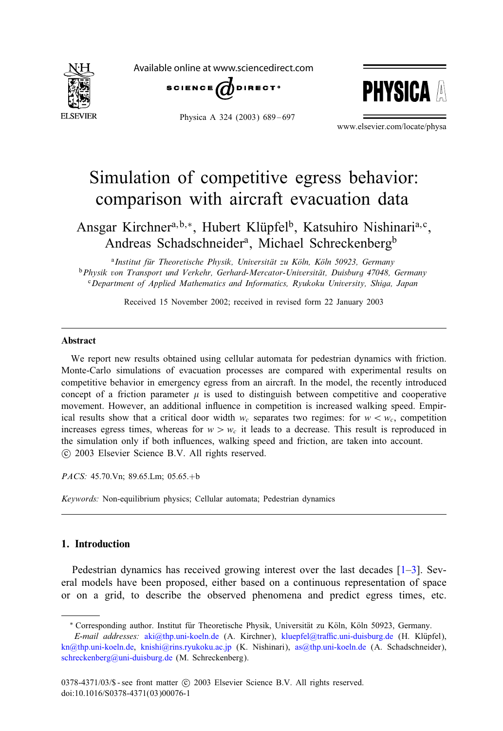# Simulation of competitive egress behavior: comparison with aircraft evacuation data

Ansgar Kirchner[a,b,*], Hubert Klüpfel[b], Katsuhiro Nishinari[a,c], Andreas Schadschneider[a], Michael Schreckenberg[b]

[a] *Institut für Theoretische Physik, Universität zu Köln, Köln 50923, Germany*
[b] *Physik von Transport und Verkehr, Gerhard-Mercator-Universität, Duisburg 47048, Germany*
[c] *Department of Applied Mathematics and Informatics, Ryukoku University, Shiga, Japan*

Received 15 November 2002; received in revised form 22 January 2003

## Abstract

We report new results obtained using cellular automata for pedestrian dynamics with friction. Monte-Carlo simulations of evacuation processes are compared with experimental results on competitive behavior in emergency egress from an aircraft. In the model, the recently introduced concept of a friction parameter $\mu$ is used to distinguish between competitive and cooperative movement. However, an additional influence in competition is increased walking speed. Empirical results show that a critical door width $w_c$ separates two regimes: for $w < w_c$, competition increases egress times, whereas for $w > w_c$ it leads to a decrease. This result is reproduced in the simulation only if both influences, walking speed and friction, are taken into account.
© 2003 Elsevier Science B.V. All rights reserved.

*PACS:* 45.70.Vn; 89.65.Lm; 05.65.+b

*Keywords:* Non-equilibrium physics; Cellular automata; Pedestrian dynamics

## 1. Introduction

Pedestrian dynamics has received growing interest over the last decades [1–3]. Several models have been proposed, either based on a continuous representation of space or on a grid, to describe the observed phenomena and predict egress times, etc.

---

* Corresponding author. Institut für Theoretische Physik, Universität zu Köln, Köln 50923, Germany.
*E-mail addresses:* aki@thp.uni-koeln.de (A. Kirchner), kluepfel@traffic.uni-duisburg.de (H. Klüpfel), kn@thp.uni-koeln.de, knishi@rins.ryukoku.ac.jp (K. Nishinari), as@thp.uni-koeln.de (A. Schadschneider), schreckenberg@uni-duisburg.de (M. Schreckenberg).

0378-4371/03/$ - see front matter © 2003 Elsevier Science B.V. All rights reserved.
doi:10.1016/S0378-4371(03)00076-1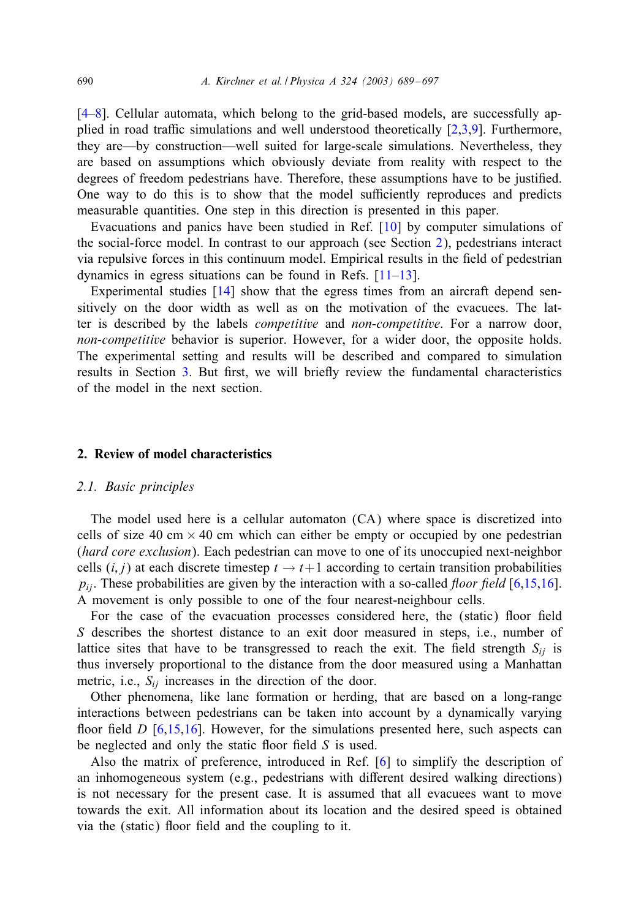[4–8]. Cellular automata, which belong to the grid-based models, are successfully applied in road traffic simulations and well understood theoretically [2,3,9]. Furthermore, they are—by construction—well suited for large-scale simulations. Nevertheless, they are based on assumptions which obviously deviate from reality with respect to the degrees of freedom pedestrians have. Therefore, these assumptions have to be justified. One way to do this is to show that the model sufficiently reproduces and predicts measurable quantities. One step in this direction is presented in this paper.

Evacuations and panics have been studied in Ref. [10] by computer simulations of the social-force model. In contrast to our approach (see Section 2), pedestrians interact via repulsive forces in this continuum model. Empirical results in the field of pedestrian dynamics in egress situations can be found in Refs. [11–13].

Experimental studies [14] show that the egress times from an aircraft depend sensitively on the door width as well as on the motivation of the evacuees. The latter is described by the labels *competitive* and *non-competitive*. For a narrow door, *non-competitive* behavior is superior. However, for a wider door, the opposite holds. The experimental setting and results will be described and compared to simulation results in Section 3. But first, we will briefly review the fundamental characteristics of the model in the next section.

## 2. Review of model characteristics

### 2.1. Basic principles

The model used here is a cellular automaton (CA) where space is discretized into cells of size 40 cm $\times$ 40 cm which can either be empty or occupied by one pedestrian (*hard core exclusion*). Each pedestrian can move to one of its unoccupied next-neighbor cells $(i, j)$ at each discrete timestep $t \to t+1$ according to certain transition probabilities $p_{ij}$. These probabilities are given by the interaction with a so-called *floor field* [6,15,16]. A movement is only possible to one of the four nearest-neighbour cells.

For the case of the evacuation processes considered here, the (static) floor field $S$ describes the shortest distance to an exit door measured in steps, i.e., number of lattice sites that have to be transgressed to reach the exit. The field strength $S_{ij}$ is thus inversely proportional to the distance from the door measured using a Manhattan metric, i.e., $S_{ij}$ increases in the direction of the door.

Other phenomena, like lane formation or herding, that are based on a long-range interactions between pedestrians can be taken into account by a dynamically varying floor field $D$ [6,15,16]. However, for the simulations presented here, such aspects can be neglected and only the static floor field $S$ is used.

Also the matrix of preference, introduced in Ref. [6] to simplify the description of an inhomogeneous system (e.g., pedestrians with different desired walking directions) is not necessary for the present case. It is assumed that all evacuees want to move towards the exit. All information about its location and the desired speed is obtained via the (static) floor field and the coupling to it.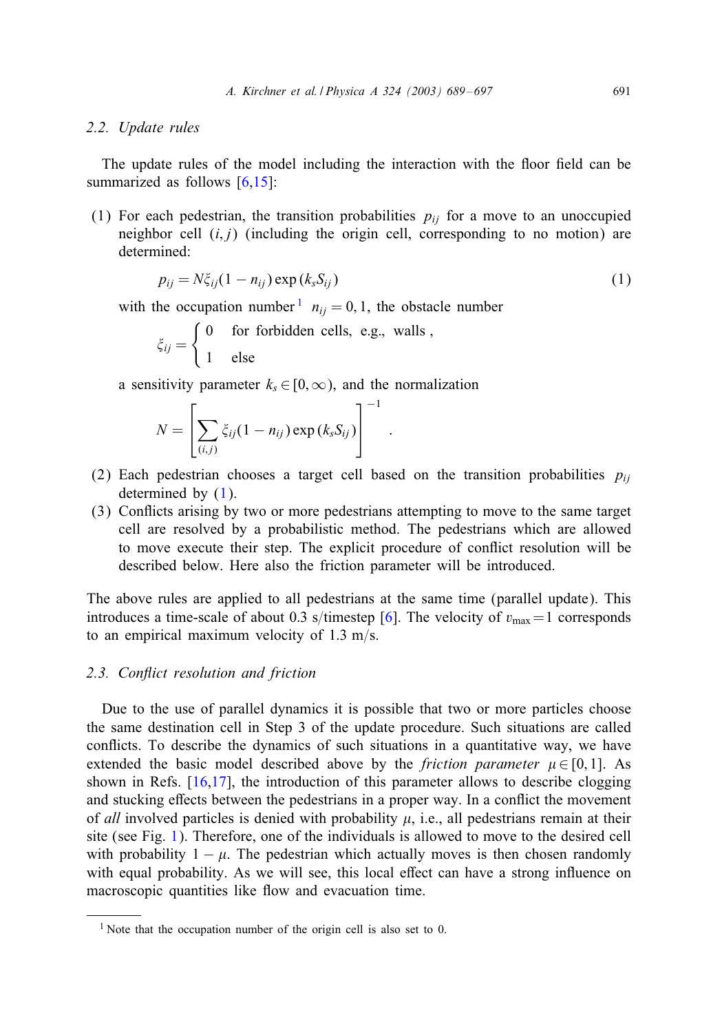### 2.2. Update rules

The update rules of the model including the interaction with the floor field can be summarized as follows [6,15]:

(1) For each pedestrian, the transition probabilities $p_{ij}$ for a move to an unoccupied neighbor cell $(i,j)$ (including the origin cell, corresponding to no motion) are determined:

$$p_{ij} = N\xi_{ij}(1 - n_{ij})\exp(k_s S_{ij}) \tag{1}$$

with the occupation number [1] $n_{ij} = 0, 1$, the obstacle number

$$\xi_{ij} = \begin{cases} 0 & \text{for forbidden cells, e.g., walls}, \\ 1 & \text{else} \end{cases}$$

a sensitivity parameter $k_s \in [0, \infty)$, and the normalization

$$N = \left[ \sum_{(i,j)} \xi_{ij}(1 - n_{ij})\exp(k_s S_{ij}) \right]^{-1}.$$

(2) Each pedestrian chooses a target cell based on the transition probabilities $p_{ij}$ determined by (1).

(3) Conflicts arising by two or more pedestrians attempting to move to the same target cell are resolved by a probabilistic method. The pedestrians which are allowed to move execute their step. The explicit procedure of conflict resolution will be described below. Here also the friction parameter will be introduced.

The above rules are applied to all pedestrians at the same time (parallel update). This introduces a time-scale of about 0.3 s/timestep [6]. The velocity of $v_{\max} = 1$ corresponds to an empirical maximum velocity of 1.3 m/s.

### 2.3. Conflict resolution and friction

Due to the use of parallel dynamics it is possible that two or more particles choose the same destination cell in Step 3 of the update procedure. Such situations are called conflicts. To describe the dynamics of such situations in a quantitative way, we have extended the basic model described above by the *friction parameter* $\mu \in [0, 1]$. As shown in Refs. [16,17], the introduction of this parameter allows to describe clogging and stucking effects between the pedestrians in a proper way. In a conflict the movement of *all* involved particles is denied with probability $\mu$, i.e., all pedestrians remain at their site (see Fig. 1). Therefore, one of the individuals is allowed to move to the desired cell with probability $1 - \mu$. The pedestrian which actually moves is then chosen randomly with equal probability. As we will see, this local effect can have a strong influence on macroscopic quantities like flow and evacuation time.

[1] Note that the occupation number of the origin cell is also set to 0.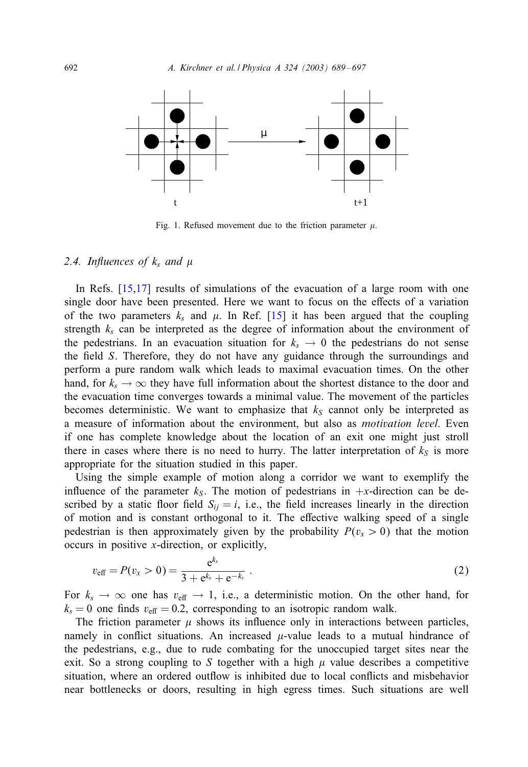Fig. 1. Refused movement due to the friction parameter $\mu$.

### 2.4. Influences of $k_s$ and $\mu$

In Refs. [15,17] results of simulations of the evacuation of a large room with one single door have been presented. Here we want to focus on the effects of a variation of the two parameters $k_s$ and $\mu$. In Ref. [15] it has been argued that the coupling strength $k_s$ can be interpreted as the degree of information about the environment of the pedestrians. In an evacuation situation for $k_s \to 0$ the pedestrians do not sense the field $S$. Therefore, they do not have any guidance through the surroundings and perform a pure random walk which leads to maximal evacuation times. On the other hand, for $k_s \to \infty$ they have full information about the shortest distance to the door and the evacuation time converges towards a minimal value. The movement of the particles becomes deterministic. We want to emphasize that $k_S$ cannot only be interpreted as a measure of information about the environment, but also as *motivation level*. Even if one has complete knowledge about the location of an exit one might just stroll there in cases where there is no need to hurry. The latter interpretation of $k_S$ is more appropriate for the situation studied in this paper.

Using the simple example of motion along a corridor we want to exemplify the influence of the parameter $k_S$. The motion of pedestrians in $+x$-direction can be described by a static floor field $S_{ij} = i$, i.e., the field increases linearly in the direction of motion and is constant orthogonal to it. The effective walking speed of a single pedestrian is then approximately given by the probability $P(v_x > 0)$ that the motion occurs in positive $x$-direction, or explicitly,

$$v_{\text{eff}} = P(v_x > 0) = \frac{e^{k_s}}{3 + e^{k_s} + e^{-k_s}} . \tag{2}$$

For $k_s \to \infty$ one has $v_{\text{eff}} \to 1$, i.e., a deterministic motion. On the other hand, for $k_s = 0$ one finds $v_{\text{eff}} = 0.2$, corresponding to an isotropic random walk.

The friction parameter $\mu$ shows its influence only in interactions between particles, namely in conflict situations. An increased $\mu$-value leads to a mutual hindrance of the pedestrians, e.g., due to rude combating for the unoccupied target sites near the exit. So a strong coupling to $S$ together with a high $\mu$ value describes a competitive situation, where an ordered outflow is inhibited due to local conflicts and misbehavior near bottlenecks or doors, resulting in high egress times. Such situations are well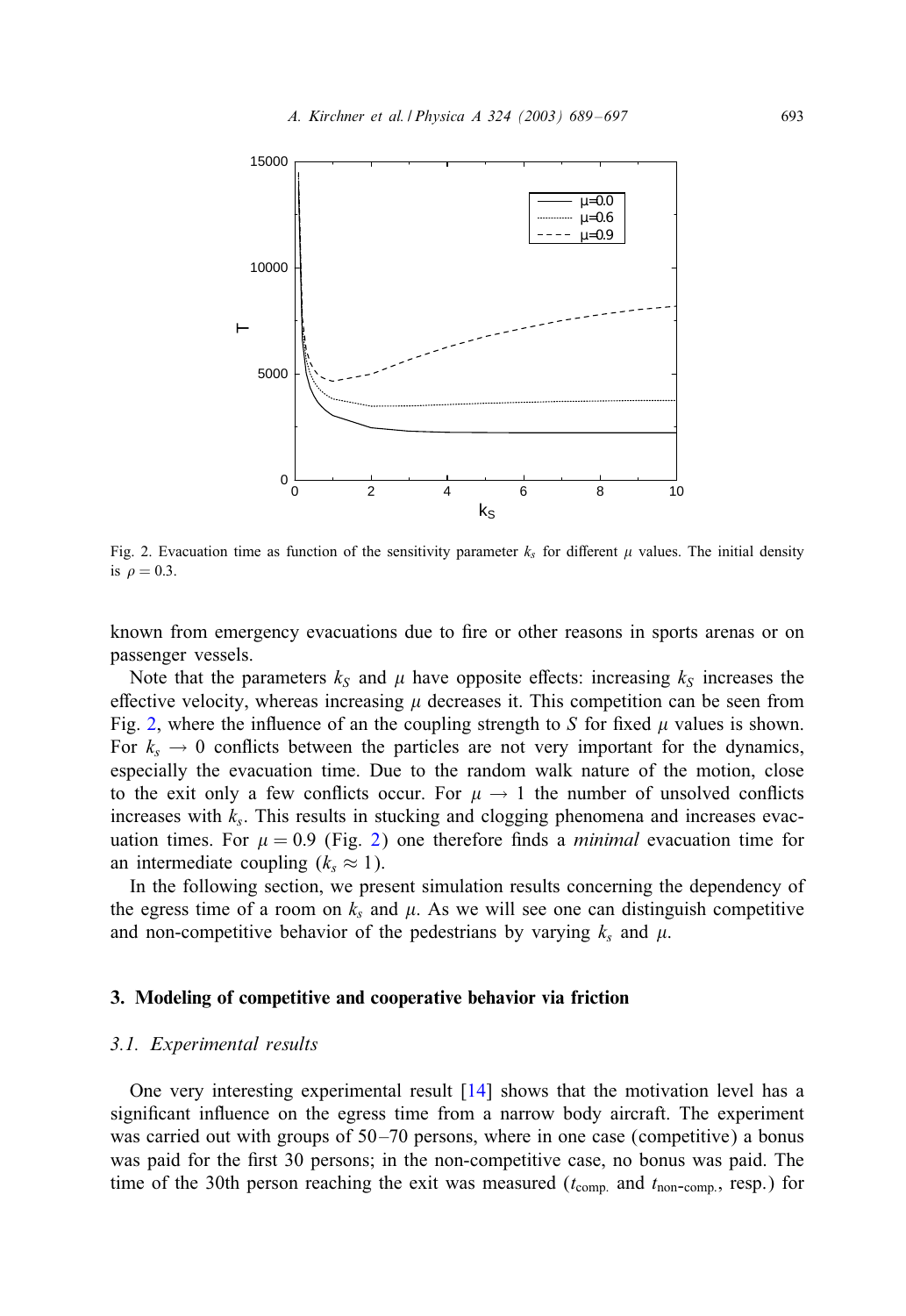Fig. 2. Evacuation time as function of the sensitivity parameter $k_s$ for different $\mu$ values. The initial density is $\rho = 0.3$.

known from emergency evacuations due to fire or other reasons in sports arenas or on passenger vessels.

Note that the parameters $k_S$ and $\mu$ have opposite effects: increasing $k_S$ increases the effective velocity, whereas increasing $\mu$ decreases it. This competition can be seen from Fig. 2, where the influence of an the coupling strength to $S$ for fixed $\mu$ values is shown. For $k_s \to 0$ conflicts between the particles are not very important for the dynamics, especially the evacuation time. Due to the random walk nature of the motion, close to the exit only a few conflicts occur. For $\mu \to 1$ the number of unsolved conflicts increases with $k_s$. This results in stucking and clogging phenomena and increases evacuation times. For $\mu = 0.9$ (Fig. 2) one therefore finds a *minimal* evacuation time for an intermediate coupling ($k_s \approx 1$).

In the following section, we present simulation results concerning the dependency of the egress time of a room on $k_s$ and $\mu$. As we will see one can distinguish competitive and non-competitive behavior of the pedestrians by varying $k_s$ and $\mu$.

## 3. Modeling of competitive and cooperative behavior via friction

### 3.1. Experimental results

One very interesting experimental result [14] shows that the motivation level has a significant influence on the egress time from a narrow body aircraft. The experiment was carried out with groups of 50–70 persons, where in one case (competitive) a bonus was paid for the first 30 persons; in the non-competitive case, no bonus was paid. The time of the 30th person reaching the exit was measured ($t_{\text{comp.}}$ and $t_{\text{non-comp.}}$, resp.) for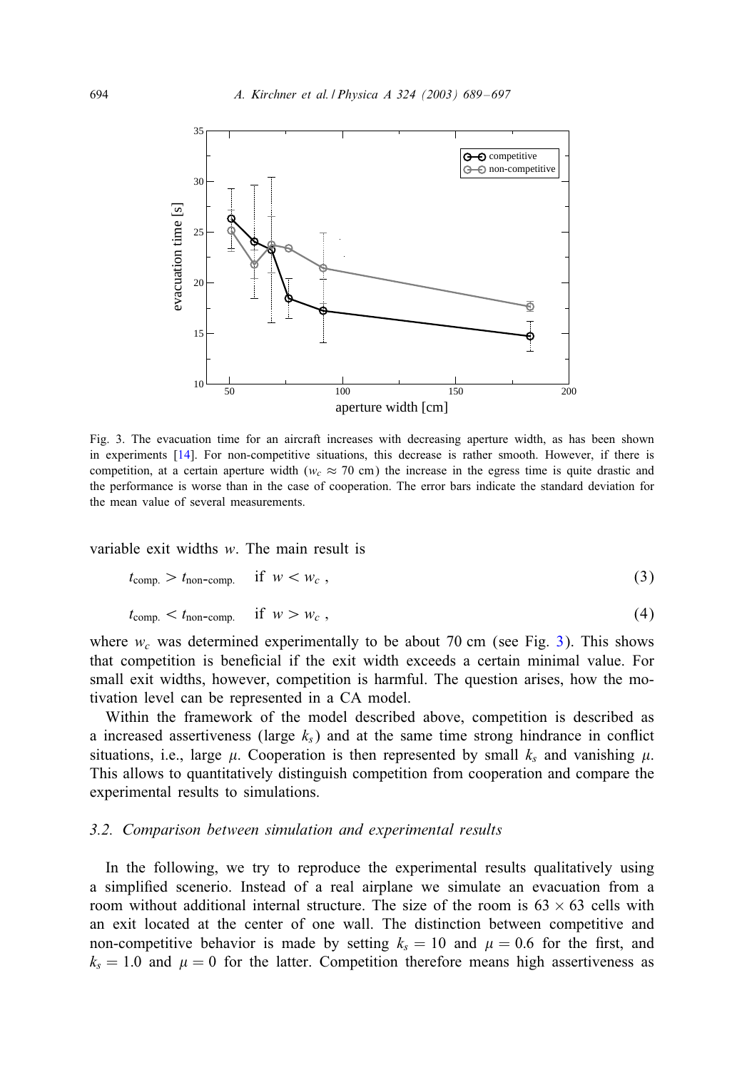Fig. 3. The evacuation time for an aircraft increases with decreasing aperture width, as has been shown in experiments [14]. For non-competitive situations, this decrease is rather smooth. However, if there is competition, at a certain aperture width ($w_c \approx 70$ cm) the increase in the egress time is quite drastic and the performance is worse than in the case of cooperation. The error bars indicate the standard deviation for the mean value of several measurements.

variable exit widths $w$. The main result is

$$t_{\text{comp.}} > t_{\text{non-comp.}} \quad \text{if } w < w_c , \tag{3}$$

$$t_{\text{comp.}} < t_{\text{non-comp.}} \quad \text{if } w > w_c , \tag{4}$$

where $w_c$ was determined experimentally to be about 70 cm (see Fig. 3). This shows that competition is beneficial if the exit width exceeds a certain minimal value. For small exit widths, however, competition is harmful. The question arises, how the motivation level can be represented in a CA model.

Within the framework of the model described above, competition is described as a increased assertiveness (large $k_s$) and at the same time strong hindrance in conflict situations, i.e., large $\mu$. Cooperation is then represented by small $k_s$ and vanishing $\mu$. This allows to quantitatively distinguish competition from cooperation and compare the experimental results to simulations.

### 3.2. Comparison between simulation and experimental results

In the following, we try to reproduce the experimental results qualitatively using a simplified scenerio. Instead of a real airplane we simulate an evacuation from a room without additional internal structure. The size of the room is $63 \times 63$ cells with an exit located at the center of one wall. The distinction between competitive and non-competitive behavior is made by setting $k_s = 10$ and $\mu = 0.6$ for the first, and $k_s = 1.0$ and $\mu = 0$ for the latter. Competition therefore means high assertiveness as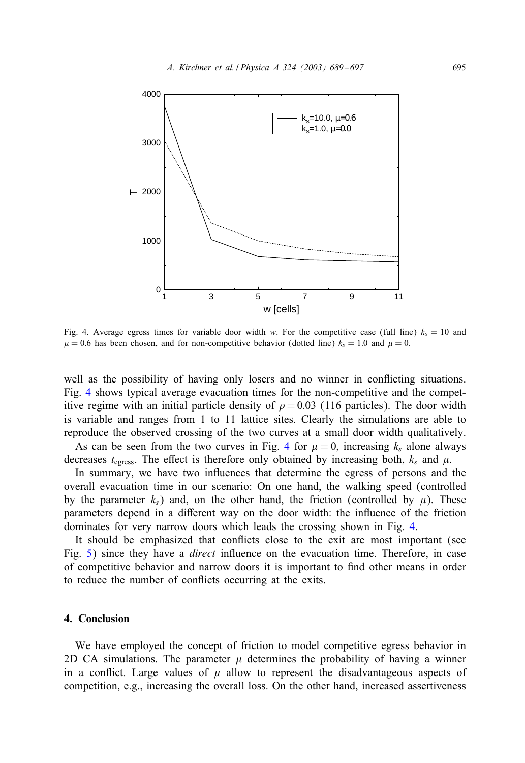Fig. 4. Average egress times for variable door width $w$. For the competitive case (full line) $k_s = 10$ and $\mu = 0.6$ has been chosen, and for non-competitive behavior (dotted line) $k_s = 1.0$ and $\mu = 0$.

well as the possibility of having only losers and no winner in conflicting situations. Fig. 4 shows typical average evacuation times for the non-competitive and the competitive regime with an initial particle density of $\rho = 0.03$ (116 particles). The door width is variable and ranges from 1 to 11 lattice sites. Clearly the simulations are able to reproduce the observed crossing of the two curves at a small door width qualitatively.

As can be seen from the two curves in Fig. 4 for $\mu = 0$, increasing $k_s$ alone always decreases $t_{\text{egress}}$. The effect is therefore only obtained by increasing both, $k_s$ and $\mu$.

In summary, we have two influences that determine the egress of persons and the overall evacuation time in our scenario: On one hand, the walking speed (controlled by the parameter $k_s$) and, on the other hand, the friction (controlled by $\mu$). These parameters depend in a different way on the door width: the influence of the friction dominates for very narrow doors which leads the crossing shown in Fig. 4.

It should be emphasized that conflicts close to the exit are most important (see Fig. 5) since they have a *direct* influence on the evacuation time. Therefore, in case of competitive behavior and narrow doors it is important to find other means in order to reduce the number of conflicts occurring at the exits.

## 4. Conclusion

We have employed the concept of friction to model competitive egress behavior in 2D CA simulations. The parameter $\mu$ determines the probability of having a winner in a conflict. Large values of $\mu$ allow to represent the disadvantageous aspects of competition, e.g., increasing the overall loss. On the other hand, increased assertiveness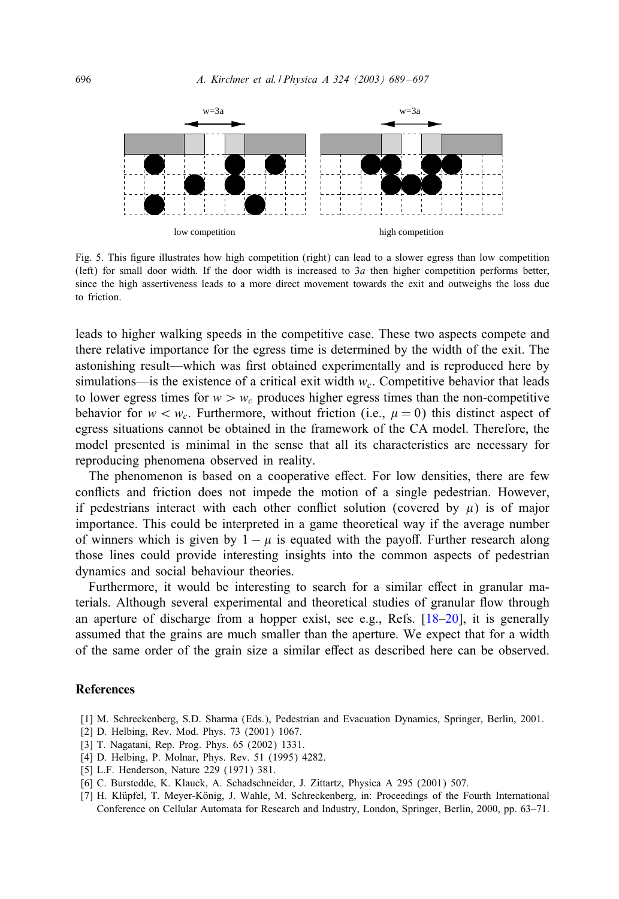w=3a

low competition

w=3a

high competition

Fig. 5. This figure illustrates how high competition (right) can lead to a slower egress than low competition (left) for small door width. If the door width is increased to $3a$ then higher competition performs better, since the high assertiveness leads to a more direct movement towards the exit and outweighs the loss due to friction.

leads to higher walking speeds in the competitive case. These two aspects compete and there relative importance for the egress time is determined by the width of the exit. The astonishing result—which was first obtained experimentally and is reproduced here by simulations—is the existence of a critical exit width $w_c$. Competitive behavior that leads to lower egress times for $w > w_c$ produces higher egress times than the non-competitive behavior for $w < w_c$. Furthermore, without friction (i.e., $\mu = 0$) this distinct aspect of egress situations cannot be obtained in the framework of the CA model. Therefore, the model presented is minimal in the sense that all its characteristics are necessary for reproducing phenomena observed in reality.

The phenomenon is based on a cooperative effect. For low densities, there are few conflicts and friction does not impede the motion of a single pedestrian. However, if pedestrians interact with each other conflict solution (covered by $\mu$) is of major importance. This could be interpreted in a game theoretical way if the average number of winners which is given by $1 - \mu$ is equated with the payoff. Further research along those lines could provide interesting insights into the common aspects of pedestrian dynamics and social behaviour theories.

Furthermore, it would be interesting to search for a similar effect in granular materials. Although several experimental and theoretical studies of granular flow through an aperture of discharge from a hopper exist, see e.g., Refs. [18–20], it is generally assumed that the grains are much smaller than the aperture. We expect that for a width of the same order of the grain size a similar effect as described here can be observed.

## References

[1] M. Schreckenberg, S.D. Sharma (Eds.), Pedestrian and Evacuation Dynamics, Springer, Berlin, 2001.

[2] D. Helbing, Rev. Mod. Phys. 73 (2001) 1067.

[3] T. Nagatani, Rep. Prog. Phys. 65 (2002) 1331.

[4] D. Helbing, P. Molnar, Phys. Rev. 51 (1995) 4282.

[5] L.F. Henderson, Nature 229 (1971) 381.

[6] C. Burstedde, K. Klauck, A. Schadschneider, J. Zittartz, Physica A 295 (2001) 507.

[7] H. Klüpfel, T. Meyer-König, J. Wahle, M. Schreckenberg, in: Proceedings of the Fourth International Conference on Cellular Automata for Research and Industry, London, Springer, Berlin, 2000, pp. 63–71.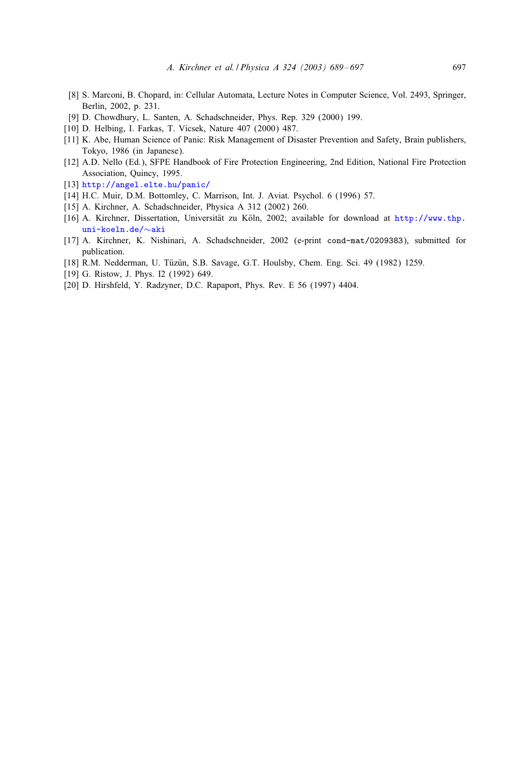[8] S. Marconi, B. Chopard, in: Cellular Automata, Lecture Notes in Computer Science, Vol. 2493, Springer, Berlin, 2002, p. 231.

[9] D. Chowdhury, L. Santen, A. Schadschneider, Phys. Rep. 329 (2000) 199.

[10] D. Helbing, I. Farkas, T. Vicsek, Nature 407 (2000) 487.

[11] K. Abe, Human Science of Panic: Risk Management of Disaster Prevention and Safety, Brain publishers, Tokyo, 1986 (in Japanese).

[12] A.D. Nello (Ed.), SFPE Handbook of Fire Protection Engineering, 2nd Edition, National Fire Protection Association, Quincy, 1995.

[13] http://angel.elte.hu/panic/

[14] H.C. Muir, D.M. Bottomley, C. Marrison, Int. J. Aviat. Psychol. 6 (1996) 57.

[15] A. Kirchner, A. Schadschneider, Physica A 312 (2002) 260.

[16] A. Kirchner, Dissertation, Universität zu Köln, 2002; available for download at http://www.thp.uni-koeln.de/∼aki

[17] A. Kirchner, K. Nishinari, A. Schadschneider, 2002 (e-print cond-mat/0209383), submitted for publication.

[18] R.M. Nedderman, U. Tüzün, S.B. Savage, G.T. Houlsby, Chem. Eng. Sci. 49 (1982) 1259.

[19] G. Ristow, J. Phys. I2 (1992) 649.

[20] D. Hirshfeld, Y. Radzyner, D.C. Rapaport, Phys. Rev. E 56 (1997) 4404.